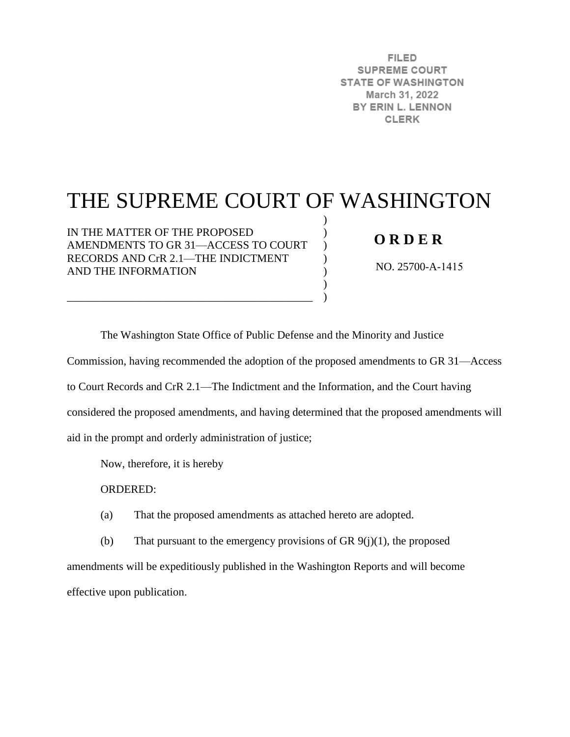FILED
SUPREME COURT
STATE OF WASHINGTON
March 31, 2022
BY ERIN L. LENNON
CLERK

# THE SUPREME COURT OF WASHINGTON

IN THE MATTER OF THE PROPOSED AMENDMENTS TO GR 31—ACCESS TO COURT RECORDS AND CrR 2.1—THE INDICTMENT AND THE INFORMATION

**O R D E R**

NO. 25700-A-1415

The Washington State Office of Public Defense and the Minority and Justice Commission, having recommended the adoption of the proposed amendments to GR 31—Access to Court Records and CrR 2.1—The Indictment and the Information, and the Court having considered the proposed amendments, and having determined that the proposed amendments will aid in the prompt and orderly administration of justice;

Now, therefore, it is hereby

ORDERED:

(a) That the proposed amendments as attached hereto are adopted.

(b) That pursuant to the emergency provisions of GR 9(j)(1), the proposed amendments will be expeditiously published in the Washington Reports and will become effective upon publication.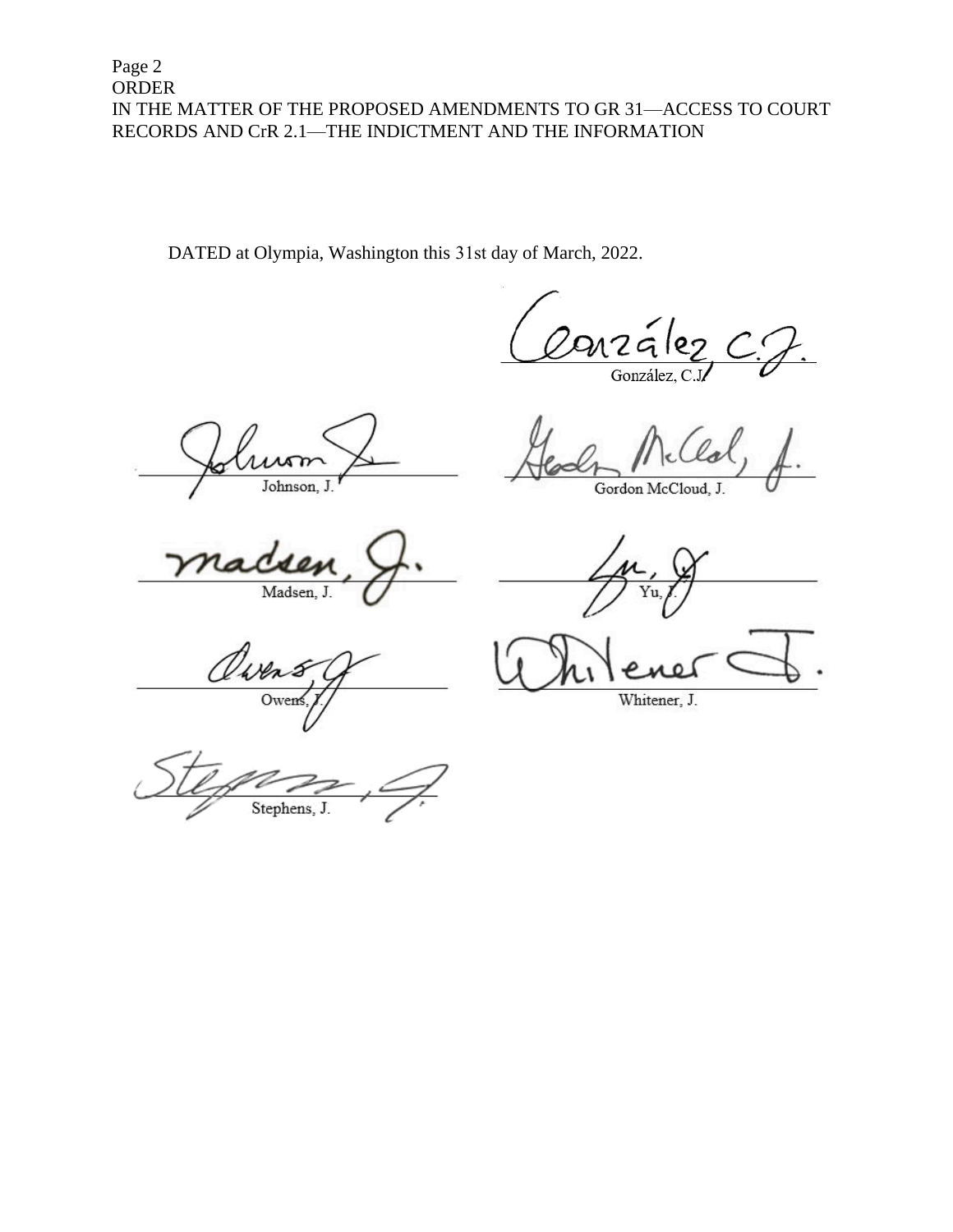DATED at Olympia, Washington this 31st day of March, 2022.

González, C.J.

Johnson, J.

Gordon McCloud, J.

Madsen, J.

Yu, J.

Owens, J.

Whitener, J.

Stephens, J.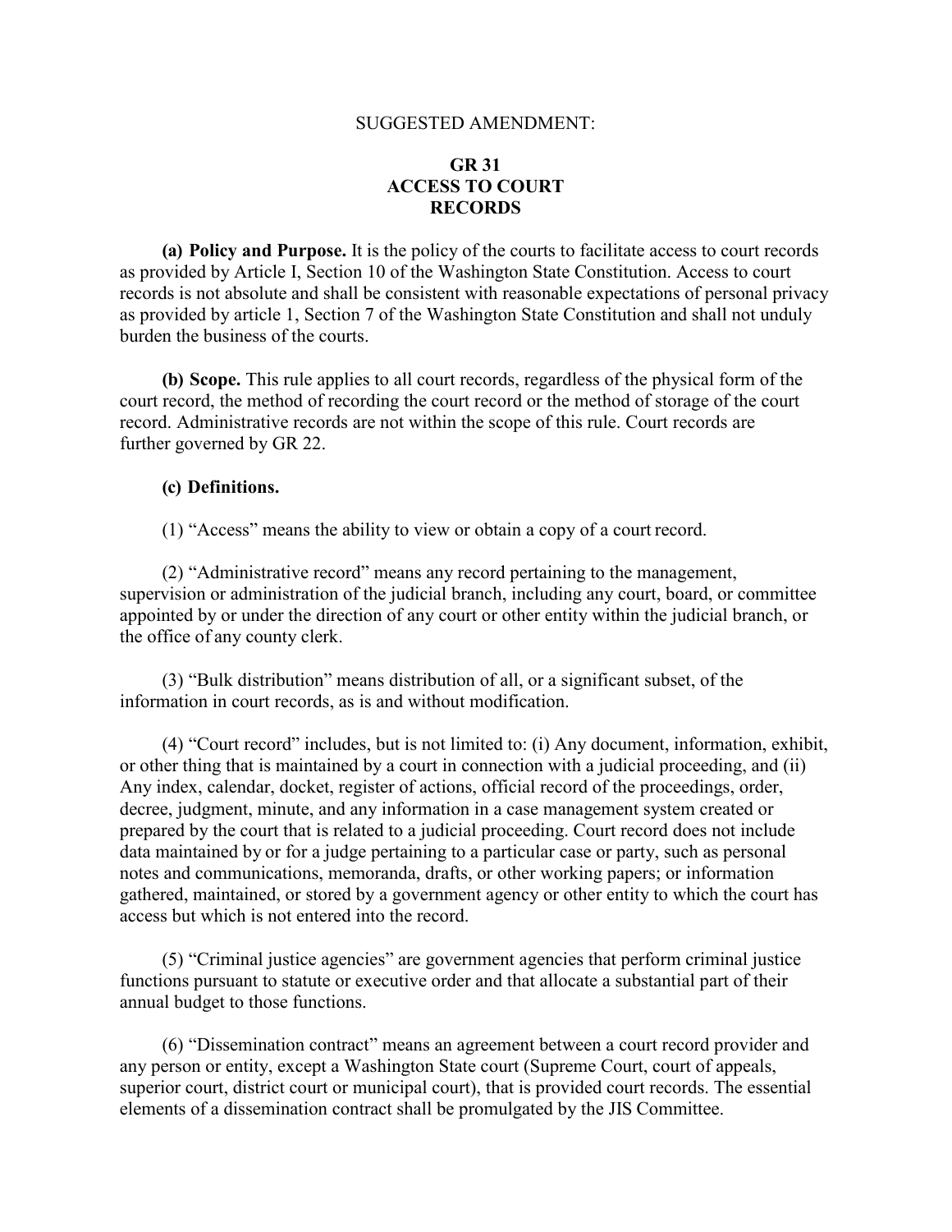SUGGESTED AMENDMENT:

# GR 31
# ACCESS TO COURT RECORDS

**(a) Policy and Purpose.** It is the policy of the courts to facilitate access to court records as provided by Article I, Section 10 of the Washington State Constitution. Access to court records is not absolute and shall be consistent with reasonable expectations of personal privacy as provided by article 1, Section 7 of the Washington State Constitution and shall not unduly burden the business of the courts.

**(b) Scope.** This rule applies to all court records, regardless of the physical form of the court record, the method of recording the court record or the method of storage of the court record. Administrative records are not within the scope of this rule. Court records are further governed by GR 22.

**(c) Definitions.**

(1) "Access" means the ability to view or obtain a copy of a court record.

(2) "Administrative record" means any record pertaining to the management, supervision or administration of the judicial branch, including any court, board, or committee appointed by or under the direction of any court or other entity within the judicial branch, or the office of any county clerk.

(3) "Bulk distribution" means distribution of all, or a significant subset, of the information in court records, as is and without modification.

(4) "Court record" includes, but is not limited to: (i) Any document, information, exhibit, or other thing that is maintained by a court in connection with a judicial proceeding, and (ii) Any index, calendar, docket, register of actions, official record of the proceedings, order, decree, judgment, minute, and any information in a case management system created or prepared by the court that is related to a judicial proceeding. Court record does not include data maintained by or for a judge pertaining to a particular case or party, such as personal notes and communications, memoranda, drafts, or other working papers; or information gathered, maintained, or stored by a government agency or other entity to which the court has access but which is not entered into the record.

(5) "Criminal justice agencies" are government agencies that perform criminal justice functions pursuant to statute or executive order and that allocate a substantial part of their annual budget to those functions.

(6) "Dissemination contract" means an agreement between a court record provider and any person or entity, except a Washington State court (Supreme Court, court of appeals, superior court, district court or municipal court), that is provided court records. The essential elements of a dissemination contract shall be promulgated by the JIS Committee.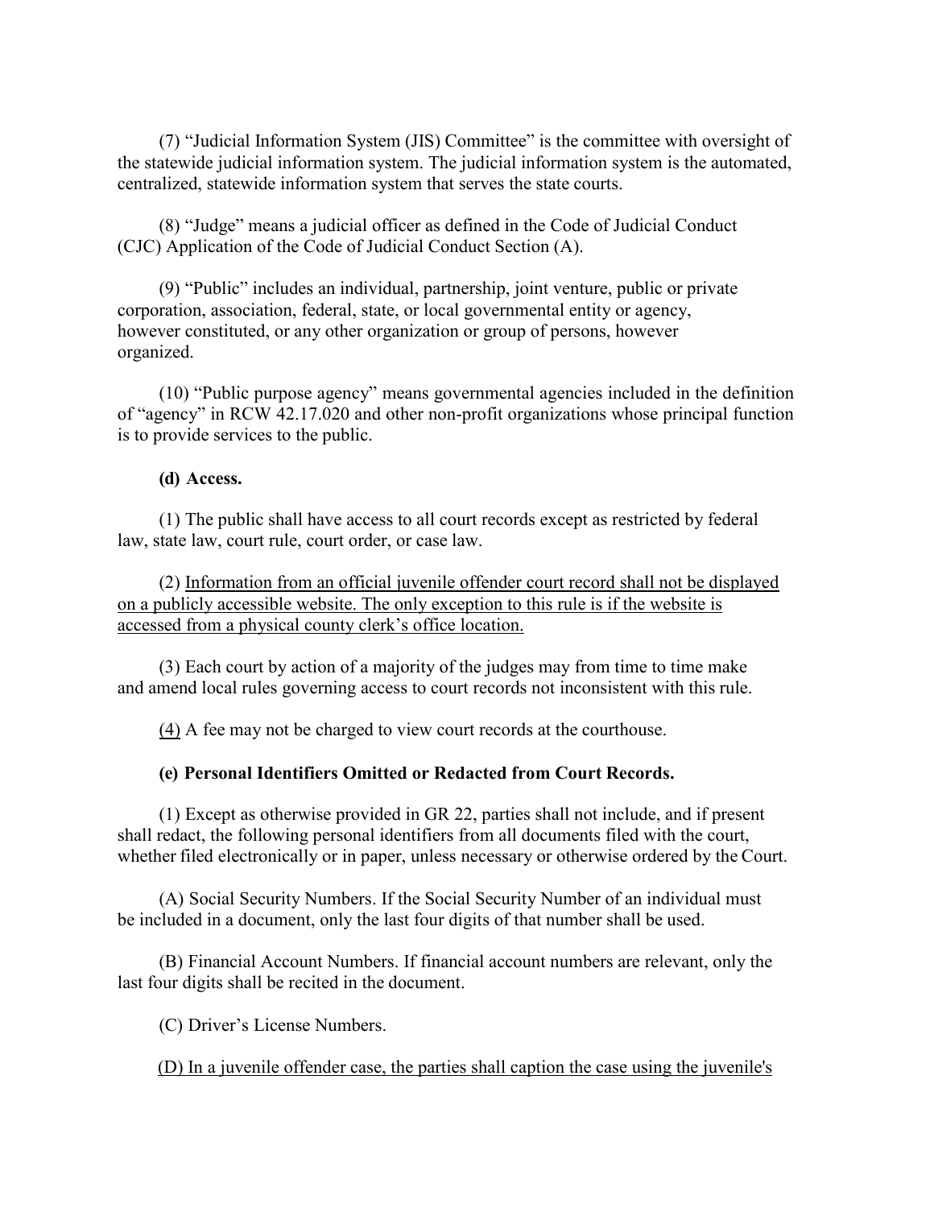(7) "Judicial Information System (JIS) Committee" is the committee with oversight of the statewide judicial information system. The judicial information system is the automated, centralized, statewide information system that serves the state courts.

(8) "Judge" means a judicial officer as defined in the Code of Judicial Conduct (CJC) Application of the Code of Judicial Conduct Section (A).

(9) "Public" includes an individual, partnership, joint venture, public or private corporation, association, federal, state, or local governmental entity or agency, however constituted, or any other organization or group of persons, however organized.

(10) "Public purpose agency" means governmental agencies included in the definition of "agency" in RCW 42.17.020 and other non-profit organizations whose principal function is to provide services to the public.

**(d) Access.**

(1) The public shall have access to all court records except as restricted by federal law, state law, court rule, court order, or case law.

(2) <u>Information from an official juvenile offender court record shall not be displayed on a publicly accessible website. The only exception to this rule is if the website is accessed from a physical county clerk's office location.</u>

(3) Each court by action of a majority of the judges may from time to time make and amend local rules governing access to court records not inconsistent with this rule.

<u>(4)</u> A fee may not be charged to view court records at the courthouse.

**(e) Personal Identifiers Omitted or Redacted from Court Records.**

(1) Except as otherwise provided in GR 22, parties shall not include, and if present shall redact, the following personal identifiers from all documents filed with the court, whether filed electronically or in paper, unless necessary or otherwise ordered by the Court.

(A) Social Security Numbers. If the Social Security Number of an individual must be included in a document, only the last four digits of that number shall be used.

(B) Financial Account Numbers. If financial account numbers are relevant, only the last four digits shall be recited in the document.

(C) Driver's License Numbers.

<u>(D) In a juvenile offender case, the parties shall caption the case using the juvenile's</u>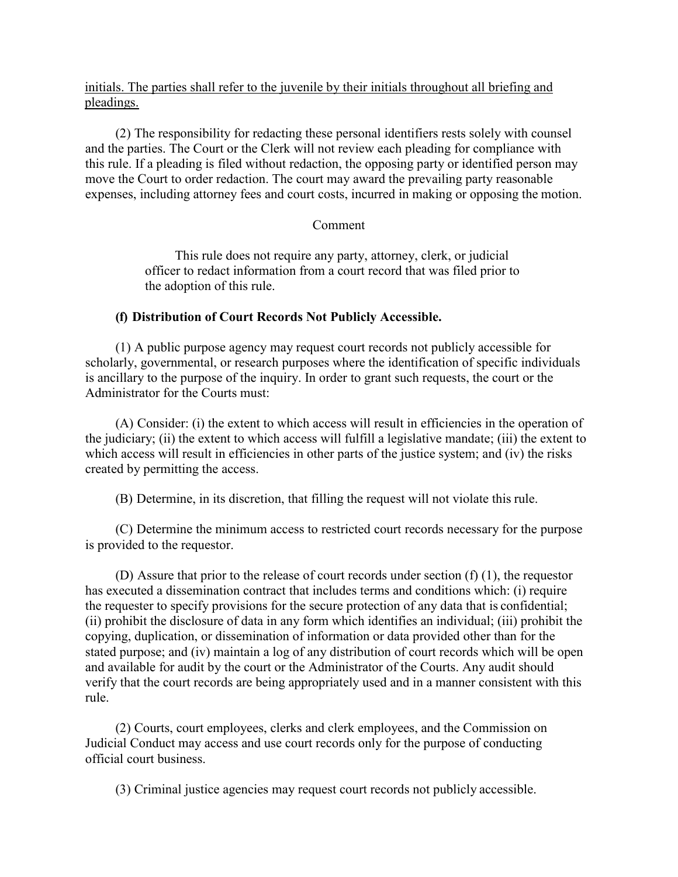<u>initials. The parties shall refer to the juvenile by their initials throughout all briefing and pleadings.</u>

(2) The responsibility for redacting these personal identifiers rests solely with counsel and the parties. The Court or the Clerk will not review each pleading for compliance with this rule. If a pleading is filed without redaction, the opposing party or identified person may move the Court to order redaction. The court may award the prevailing party reasonable expenses, including attorney fees and court costs, incurred in making or opposing the motion.

Comment

> This rule does not require any party, attorney, clerk, or judicial officer to redact information from a court record that was filed prior to the adoption of this rule.

**(f) Distribution of Court Records Not Publicly Accessible.**

(1) A public purpose agency may request court records not publicly accessible for scholarly, governmental, or research purposes where the identification of specific individuals is ancillary to the purpose of the inquiry. In order to grant such requests, the court or the Administrator for the Courts must:

(A) Consider: (i) the extent to which access will result in efficiencies in the operation of the judiciary; (ii) the extent to which access will fulfill a legislative mandate; (iii) the extent to which access will result in efficiencies in other parts of the justice system; and (iv) the risks created by permitting the access.

(B) Determine, in its discretion, that filling the request will not violate this rule.

(C) Determine the minimum access to restricted court records necessary for the purpose is provided to the requestor.

(D) Assure that prior to the release of court records under section (f) (1), the requestor has executed a dissemination contract that includes terms and conditions which: (i) require the requester to specify provisions for the secure protection of any data that is confidential; (ii) prohibit the disclosure of data in any form which identifies an individual; (iii) prohibit the copying, duplication, or dissemination of information or data provided other than for the stated purpose; and (iv) maintain a log of any distribution of court records which will be open and available for audit by the court or the Administrator of the Courts. Any audit should verify that the court records are being appropriately used and in a manner consistent with this rule.

(2) Courts, court employees, clerks and clerk employees, and the Commission on Judicial Conduct may access and use court records only for the purpose of conducting official court business.

(3) Criminal justice agencies may request court records not publicly accessible.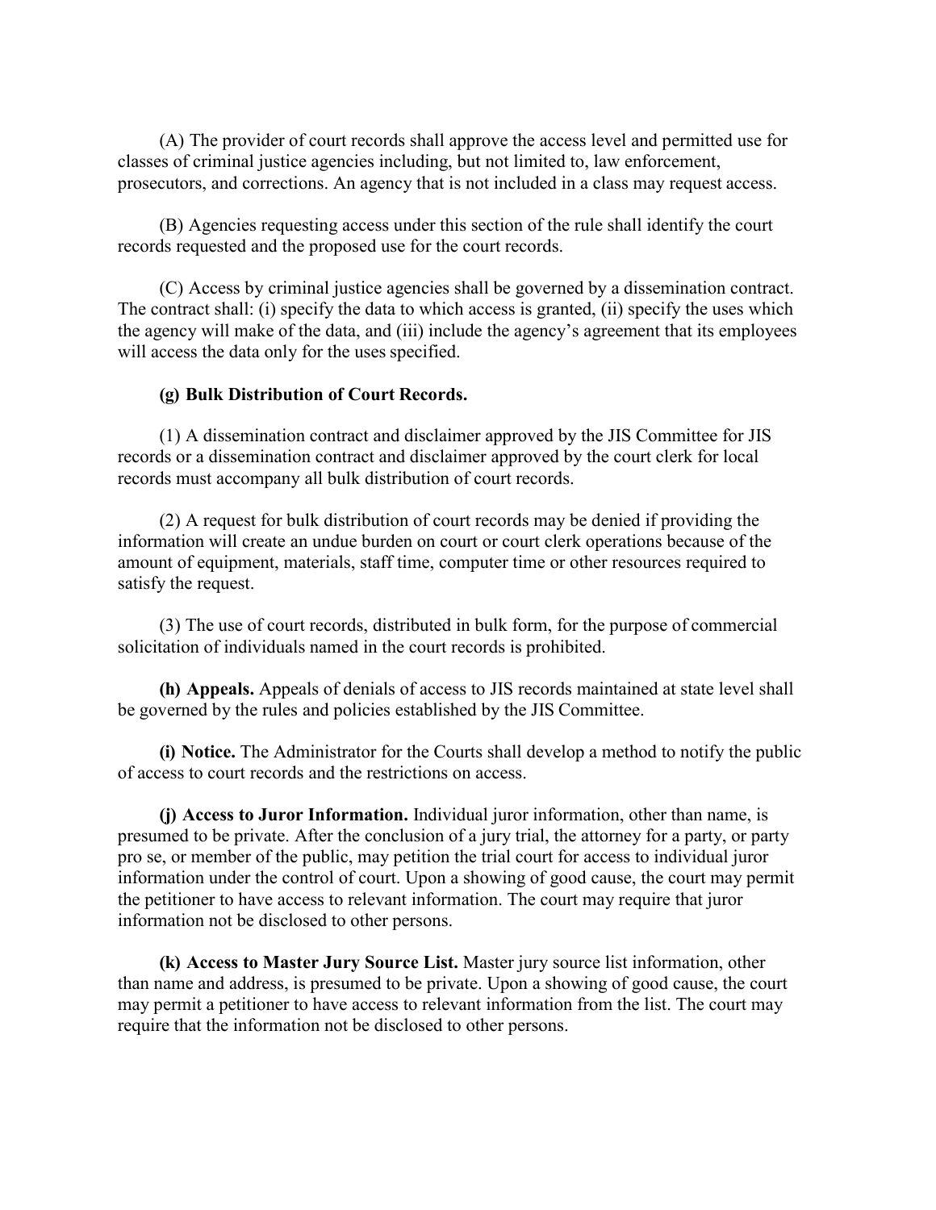(A) The provider of court records shall approve the access level and permitted use for classes of criminal justice agencies including, but not limited to, law enforcement, prosecutors, and corrections. An agency that is not included in a class may request access.

(B) Agencies requesting access under this section of the rule shall identify the court records requested and the proposed use for the court records.

(C) Access by criminal justice agencies shall be governed by a dissemination contract. The contract shall: (i) specify the data to which access is granted, (ii) specify the uses which the agency will make of the data, and (iii) include the agency's agreement that its employees will access the data only for the uses specified.

**(g) Bulk Distribution of Court Records.**

(1) A dissemination contract and disclaimer approved by the JIS Committee for JIS records or a dissemination contract and disclaimer approved by the court clerk for local records must accompany all bulk distribution of court records.

(2) A request for bulk distribution of court records may be denied if providing the information will create an undue burden on court or court clerk operations because of the amount of equipment, materials, staff time, computer time or other resources required to satisfy the request.

(3) The use of court records, distributed in bulk form, for the purpose of commercial solicitation of individuals named in the court records is prohibited.

**(h) Appeals.** Appeals of denials of access to JIS records maintained at state level shall be governed by the rules and policies established by the JIS Committee.

**(i) Notice.** The Administrator for the Courts shall develop a method to notify the public of access to court records and the restrictions on access.

**(j) Access to Juror Information.** Individual juror information, other than name, is presumed to be private. After the conclusion of a jury trial, the attorney for a party, or party pro se, or member of the public, may petition the trial court for access to individual juror information under the control of court. Upon a showing of good cause, the court may permit the petitioner to have access to relevant information. The court may require that juror information not be disclosed to other persons.

**(k) Access to Master Jury Source List.** Master jury source list information, other than name and address, is presumed to be private. Upon a showing of good cause, the court may permit a petitioner to have access to relevant information from the list. The court may require that the information not be disclosed to other persons.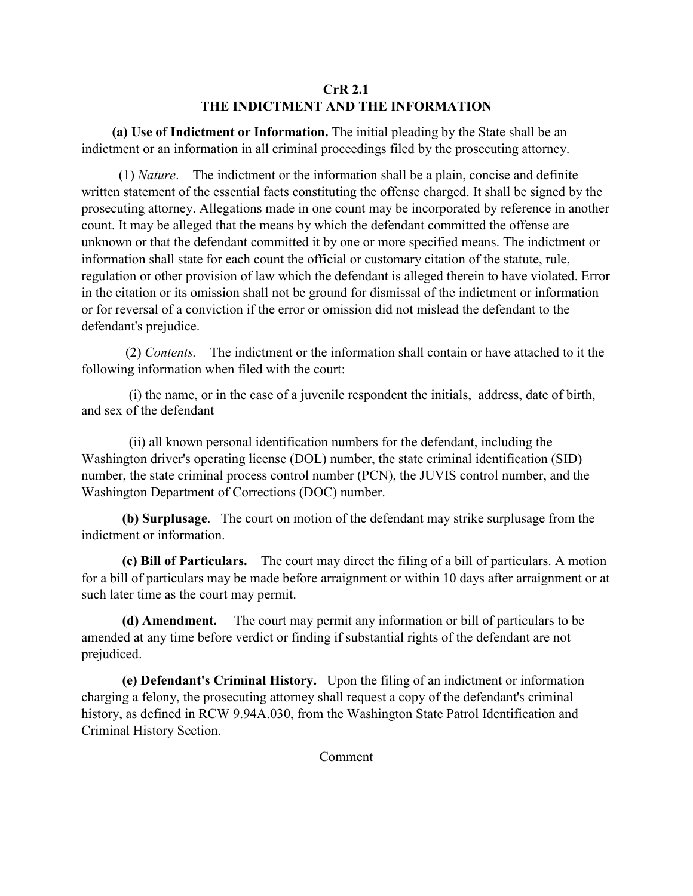# CrR 2.1
## THE INDICTMENT AND THE INFORMATION

**(a) Use of Indictment or Information.** The initial pleading by the State shall be an indictment or an information in all criminal proceedings filed by the prosecuting attorney.

(1) *Nature*. The indictment or the information shall be a plain, concise and definite written statement of the essential facts constituting the offense charged. It shall be signed by the prosecuting attorney. Allegations made in one count may be incorporated by reference in another count. It may be alleged that the means by which the defendant committed the offense are unknown or that the defendant committed it by one or more specified means. The indictment or information shall state for each count the official or customary citation of the statute, rule, regulation or other provision of law which the defendant is alleged therein to have violated. Error in the citation or its omission shall not be ground for dismissal of the indictment or information or for reversal of a conviction if the error or omission did not mislead the defendant to the defendant's prejudice.

(2) *Contents.* The indictment or the information shall contain or have attached to it the following information when filed with the court:

(i) the name, <u>or in the case of a juvenile respondent the initials,</u> address, date of birth, and sex of the defendant

(ii) all known personal identification numbers for the defendant, including the Washington driver's operating license (DOL) number, the state criminal identification (SID) number, the state criminal process control number (PCN), the JUVIS control number, and the Washington Department of Corrections (DOC) number.

**(b) Surplusage**. The court on motion of the defendant may strike surplusage from the indictment or information.

**(c) Bill of Particulars.** The court may direct the filing of a bill of particulars. A motion for a bill of particulars may be made before arraignment or within 10 days after arraignment or at such later time as the court may permit.

**(d) Amendment.** The court may permit any information or bill of particulars to be amended at any time before verdict or finding if substantial rights of the defendant are not prejudiced.

**(e) Defendant's Criminal History.** Upon the filing of an indictment or information charging a felony, the prosecuting attorney shall request a copy of the defendant's criminal history, as defined in RCW 9.94A.030, from the Washington State Patrol Identification and Criminal History Section.

Comment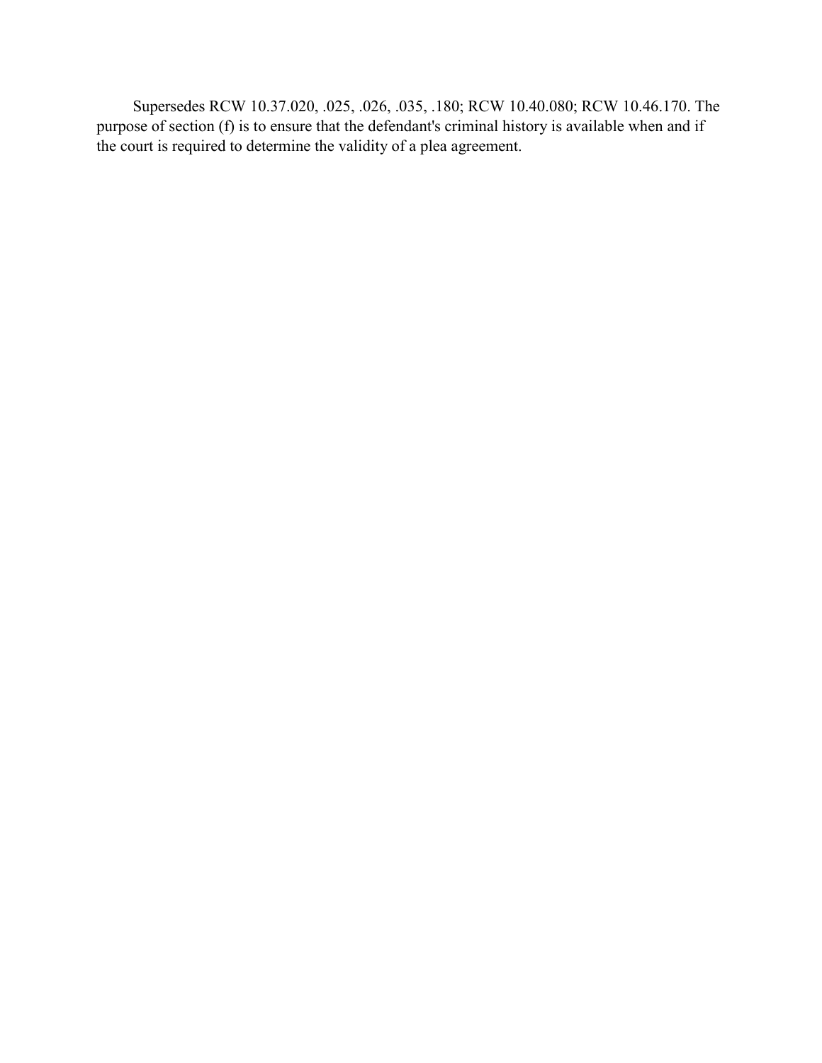Supersedes RCW 10.37.020, .025, .026, .035, .180; RCW 10.40.080; RCW 10.46.170. The purpose of section (f) is to ensure that the defendant's criminal history is available when and if the court is required to determine the validity of a plea agreement.